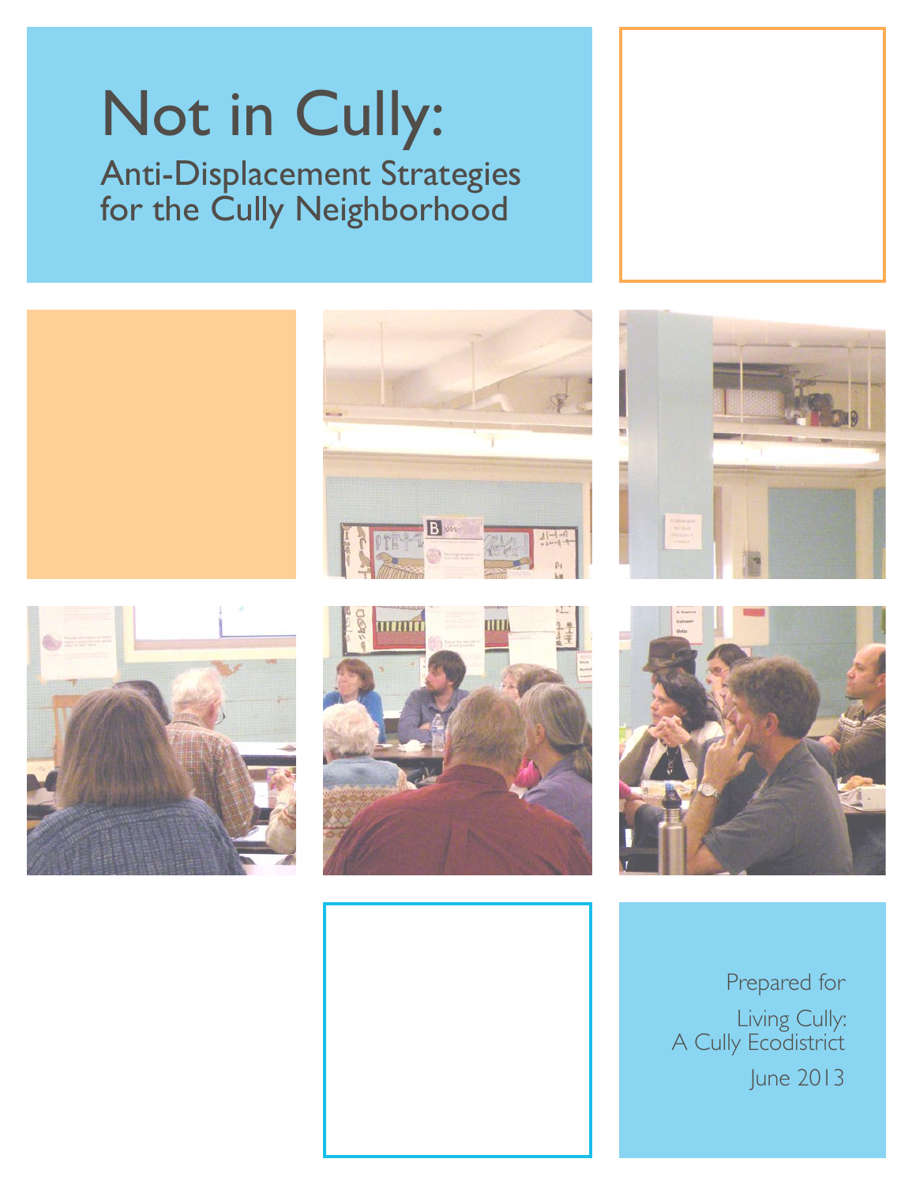# Not in Cully:

## Anti-Displacement Strategies for the Cully Neighborhood

Prepared for

Living Cully:
A Cully Ecodistrict

June 2013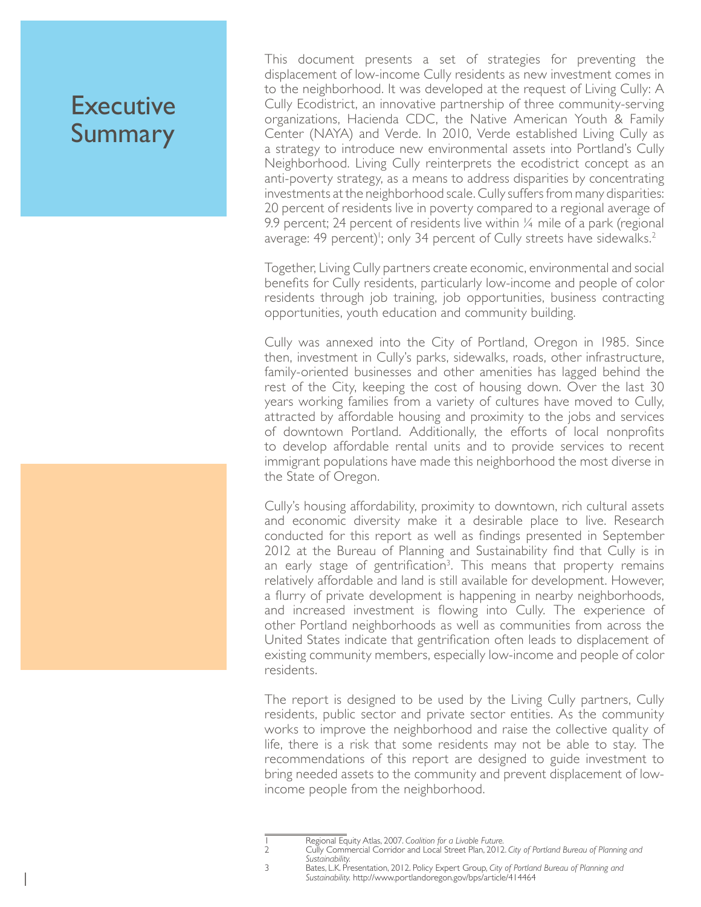# Executive Summary

This document presents a set of strategies for preventing the displacement of low-income Cully residents as new investment comes in to the neighborhood. It was developed at the request of Living Cully: A Cully Ecodistrict, an innovative partnership of three community-serving organizations, Hacienda CDC, the Native American Youth & Family Center (NAYA) and Verde. In 2010, Verde established Living Cully as a strategy to introduce new environmental assets into Portland's Cully Neighborhood. Living Cully reinterprets the ecodistrict concept as an anti-poverty strategy, as a means to address disparities by concentrating investments at the neighborhood scale. Cully suffers from many disparities: 20 percent of residents live in poverty compared to a regional average of 9.9 percent; 24 percent of residents live within ¼ mile of a park (regional average: 49 percent)[1]; only 34 percent of Cully streets have sidewalks.[2]

Together, Living Cully partners create economic, environmental and social benefits for Cully residents, particularly low-income and people of color residents through job training, job opportunities, business contracting opportunities, youth education and community building.

Cully was annexed into the City of Portland, Oregon in 1985. Since then, investment in Cully's parks, sidewalks, roads, other infrastructure, family-oriented businesses and other amenities has lagged behind the rest of the City, keeping the cost of housing down. Over the last 30 years working families from a variety of cultures have moved to Cully, attracted by affordable housing and proximity to the jobs and services of downtown Portland. Additionally, the efforts of local nonprofits to develop affordable rental units and to provide services to recent immigrant populations have made this neighborhood the most diverse in the State of Oregon.

Cully's housing affordability, proximity to downtown, rich cultural assets and economic diversity make it a desirable place to live. Research conducted for this report as well as findings presented in September 2012 at the Bureau of Planning and Sustainability find that Cully is in an early stage of gentrification[3]. This means that property remains relatively affordable and land is still available for development. However, a flurry of private development is happening in nearby neighborhoods, and increased investment is flowing into Cully. The experience of other Portland neighborhoods as well as communities from across the United States indicate that gentrification often leads to displacement of existing community members, especially low-income and people of color residents.

The report is designed to be used by the Living Cully partners, Cully residents, public sector and private sector entities. As the community works to improve the neighborhood and raise the collective quality of life, there is a risk that some residents may not be able to stay. The recommendations of this report are designed to guide investment to bring needed assets to the community and prevent displacement of low-income people from the neighborhood.

---

1 Regional Equity Atlas, 2007. *Coalition for a Livable Future.*

2 Cully Commercial Corridor and Local Street Plan, 2012. *City of Portland Bureau of Planning and Sustainability.*

3 Bates, L.K. Presentation, 2012. Policy Expert Group, *City of Portland Bureau of Planning and Sustainability.* http://www.portlandoregon.gov/bps/article/414464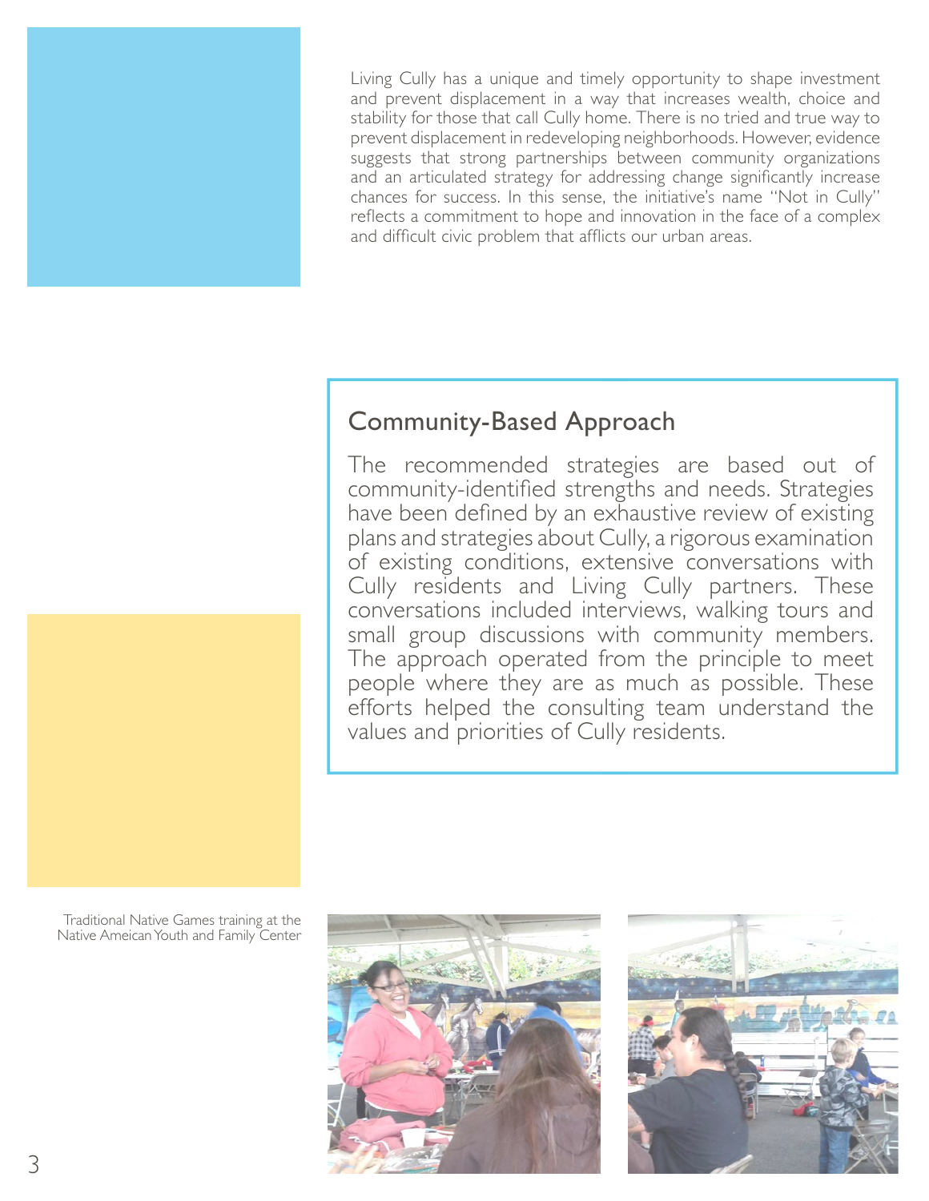Living Cully has a unique and timely opportunity to shape investment and prevent displacement in a way that increases wealth, choice and stability for those that call Cully home. There is no tried and true way to prevent displacement in redeveloping neighborhoods. However, evidence suggests that strong partnerships between community organizations and an articulated strategy for addressing change significantly increase chances for success. In this sense, the initiative's name "Not in Cully" reflects a commitment to hope and innovation in the face of a complex and difficult civic problem that afflicts our urban areas.

## Community-Based Approach

The recommended strategies are based out of community-identified strengths and needs. Strategies have been defined by an exhaustive review of existing plans and strategies about Cully, a rigorous examination of existing conditions, extensive conversations with Cully residents and Living Cully partners. These conversations included interviews, walking tours and small group discussions with community members. The approach operated from the principle to meet people where they are as much as possible. These efforts helped the consulting team understand the values and priorities of Cully residents.

Traditional Native Games training at the Native Ameican Youth and Family Center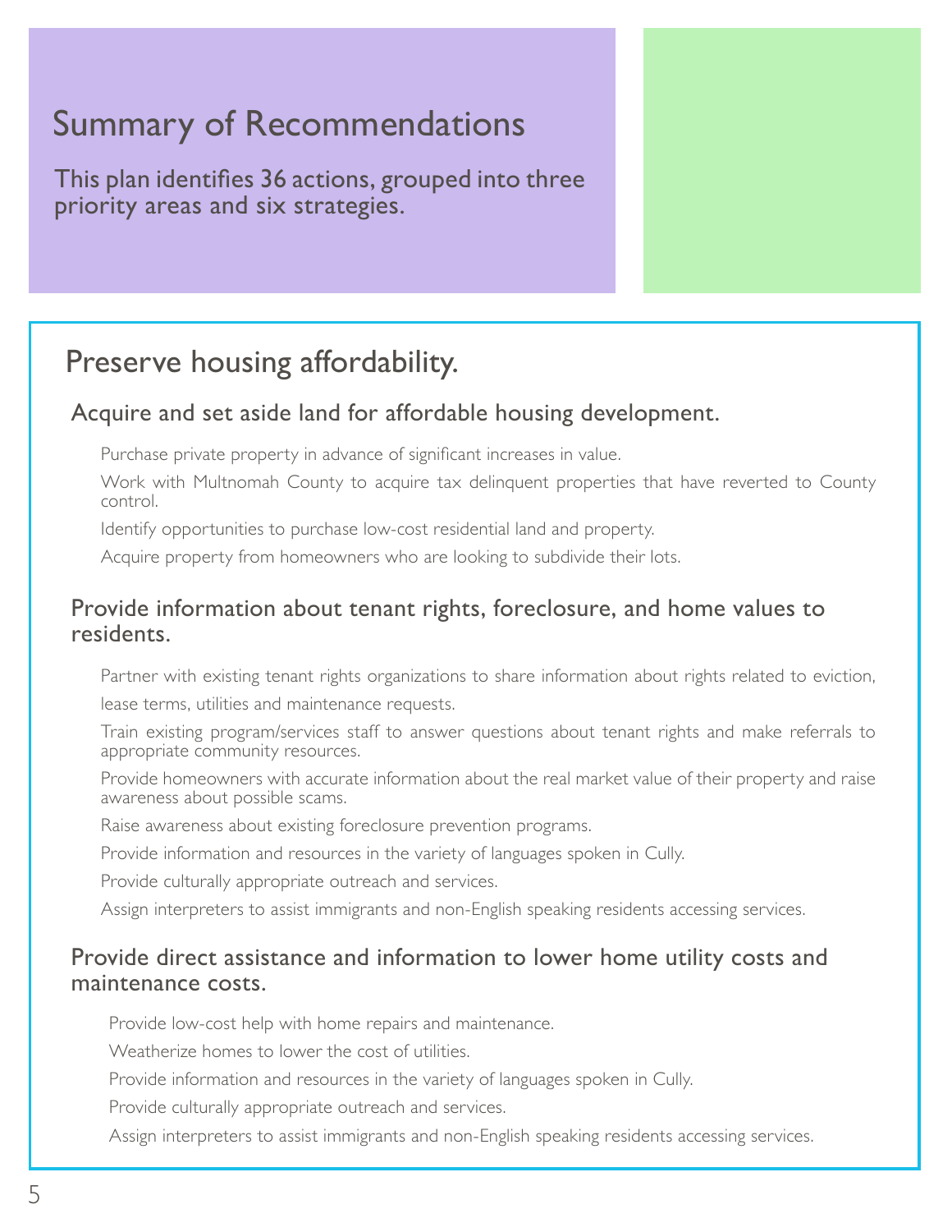# Summary of Recommendations

This plan identifies 36 actions, grouped into three priority areas and six strategies.

## Preserve housing affordability.

### Acquire and set aside land for affordable housing development.

- Purchase private property in advance of significant increases in value.
- Work with Multnomah County to acquire tax delinquent properties that have reverted to County control.
- Identify opportunities to purchase low-cost residential land and property.
- Acquire property from homeowners who are looking to subdivide their lots.

### Provide information about tenant rights, foreclosure, and home values to residents.

- Partner with existing tenant rights organizations to share information about rights related to eviction, lease terms, utilities and maintenance requests.
- Train existing program/services staff to answer questions about tenant rights and make referrals to appropriate community resources.
- Provide homeowners with accurate information about the real market value of their property and raise awareness about possible scams.
- Raise awareness about existing foreclosure prevention programs.
- Provide information and resources in the variety of languages spoken in Cully.
- Provide culturally appropriate outreach and services.
- Assign interpreters to assist immigrants and non-English speaking residents accessing services.

### Provide direct assistance and information to lower home utility costs and maintenance costs.

- Provide low-cost help with home repairs and maintenance.
- Weatherize homes to lower the cost of utilities.
- Provide information and resources in the variety of languages spoken in Cully.
- Provide culturally appropriate outreach and services.
- Assign interpreters to assist immigrants and non-English speaking residents accessing services.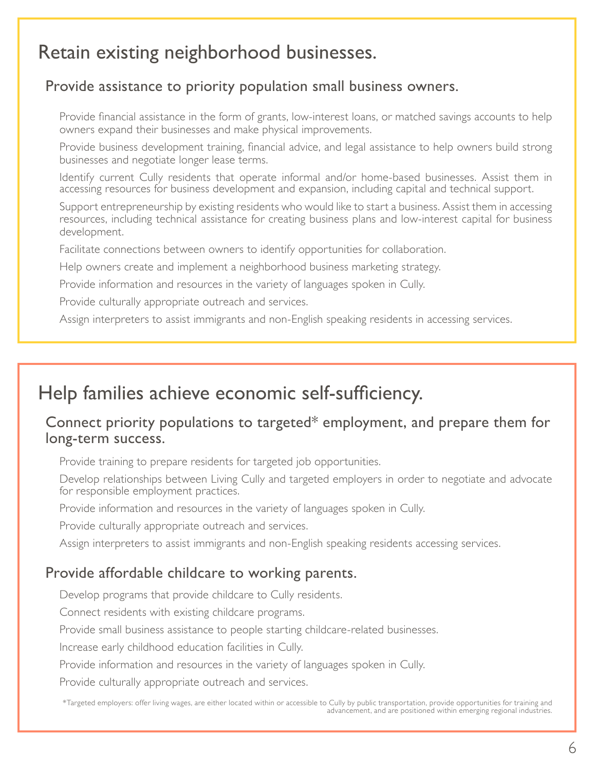## Retain existing neighborhood businesses.

### Provide assistance to priority population small business owners.

Provide financial assistance in the form of grants, low-interest loans, or matched savings accounts to help owners expand their businesses and make physical improvements.

Provide business development training, financial advice, and legal assistance to help owners build strong businesses and negotiate longer lease terms.

Identify current Cully residents that operate informal and/or home-based businesses. Assist them in accessing resources for business development and expansion, including capital and technical support.

Support entrepreneurship by existing residents who would like to start a business. Assist them in accessing resources, including technical assistance for creating business plans and low-interest capital for business development.

Facilitate connections between owners to identify opportunities for collaboration.

Help owners create and implement a neighborhood business marketing strategy.

Provide information and resources in the variety of languages spoken in Cully.

Provide culturally appropriate outreach and services.

Assign interpreters to assist immigrants and non-English speaking residents in accessing services.

## Help families achieve economic self-sufficiency.

### Connect priority populations to targeted* employment, and prepare them for long-term success.

Provide training to prepare residents for targeted job opportunities.

Develop relationships between Living Cully and targeted employers in order to negotiate and advocate for responsible employment practices.

Provide information and resources in the variety of languages spoken in Cully.

Provide culturally appropriate outreach and services.

Assign interpreters to assist immigrants and non-English speaking residents accessing services.

### Provide affordable childcare to working parents.

Develop programs that provide childcare to Cully residents.

Connect residents with existing childcare programs.

Provide small business assistance to people starting childcare-related businesses.

Increase early childhood education facilities in Cully.

Provide information and resources in the variety of languages spoken in Cully.

Provide culturally appropriate outreach and services.

*Targeted employers: offer living wages, are either located within or accessible to Cully by public transportation, provide opportunities for training and advancement, and are positioned within emerging regional industries.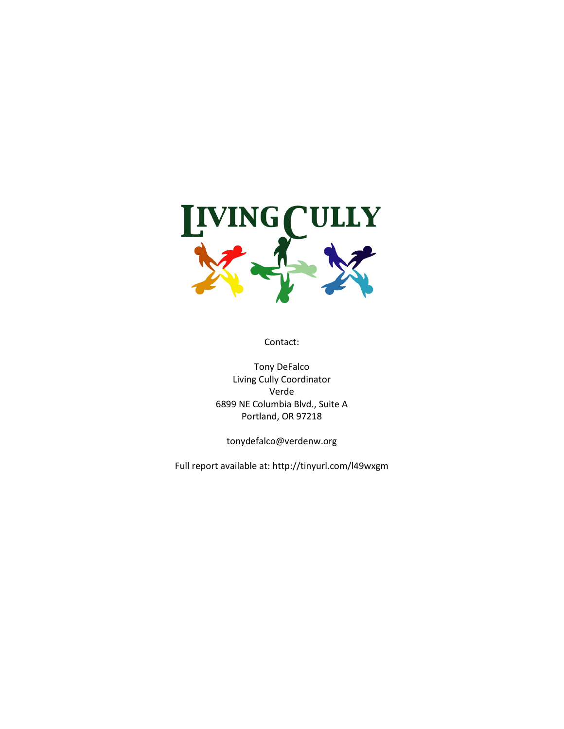LIVING CULLY

Contact:

Tony DeFalco
Living Cully Coordinator
Verde
6899 NE Columbia Blvd., Suite A
Portland, OR 97218

tonydefalco@verdenw.org

Full report available at: http://tinyurl.com/l49wxgm